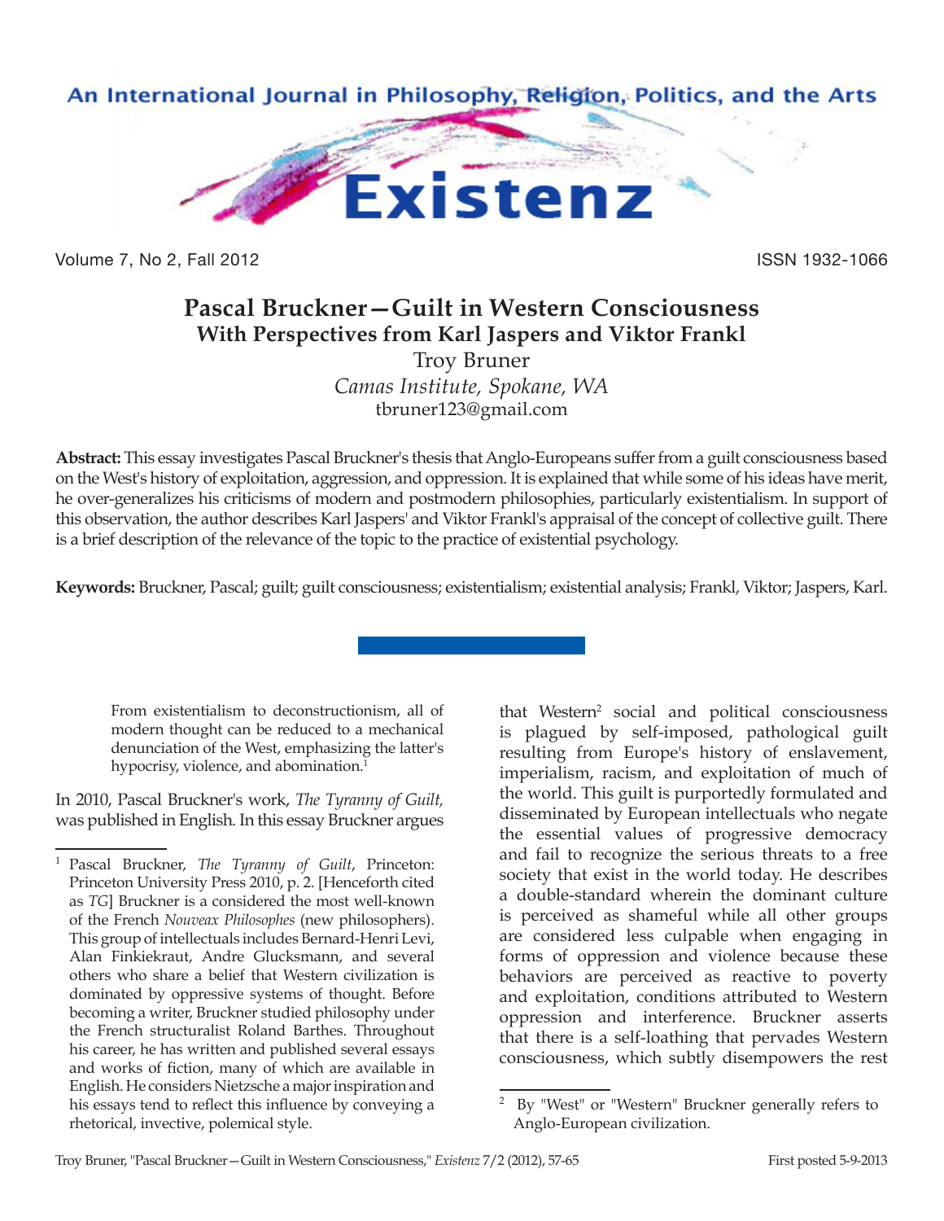# Pascal Bruckner—Guilt in Western Consciousness

## With Perspectives from Karl Jaspers and Viktor Frankl

Troy Bruner

*Camas Institute, Spokane, WA*

tbruner123@gmail.com

**Abstract:** This essay investigates Pascal Bruckner's thesis that Anglo-Europeans suffer from a guilt consciousness based on the West's history of exploitation, aggression, and oppression. It is explained that while some of his ideas have merit, he over-generalizes his criticisms of modern and postmodern philosophies, particularly existentialism. In support of this observation, the author describes Karl Jaspers' and Viktor Frankl's appraisal of the concept of collective guilt. There is a brief description of the relevance of the topic to the practice of existential psychology.

**Keywords:** Bruckner, Pascal; guilt; guilt consciousness; existentialism; existential analysis; Frankl, Viktor; Jaspers, Karl.

> From existentialism to deconstructionism, all of modern thought can be reduced to a mechanical denunciation of the West, emphasizing the latter's hypocrisy, violence, and abomination.[1]

In 2010, Pascal Bruckner's work, *The Tyranny of Guilt,* was published in English. In this essay Bruckner argues that Western[2] social and political consciousness is plagued by self-imposed, pathological guilt resulting from Europe's history of enslavement, imperialism, racism, and exploitation of much of the world. This guilt is purportedly formulated and disseminated by European intellectuals who negate the essential values of progressive democracy and fail to recognize the serious threats to a free society that exist in the world today. He describes a double-standard wherein the dominant culture is perceived as shameful while all other groups are considered less culpable when engaging in forms of oppression and violence because these behaviors are perceived as reactive to poverty and exploitation, conditions attributed to Western oppression and interference. Bruckner asserts that there is a self-loathing that pervades Western consciousness, which subtly disempowers the rest

---

[1] Pascal Bruckner, *The Tyranny of Guilt*, Princeton: Princeton University Press 2010, p. 2. [Henceforth cited as *TG*] Bruckner is a considered the most well-known of the French *Nouveax Philosophes* (new philosophers). This group of intellectuals includes Bernard-Henri Levi, Alan Finkiekraut, Andre Glucksmann, and several others who share a belief that Western civilization is dominated by oppressive systems of thought. Before becoming a writer, Bruckner studied philosophy under the French structuralist Roland Barthes. Throughout his career, he has written and published several essays and works of fiction, many of which are available in English. He considers Nietzsche a major inspiration and his essays tend to reflect this influence by conveying a rhetorical, invective, polemical style.

[2] By "West" or "Western" Bruckner generally refers to Anglo-European civilization.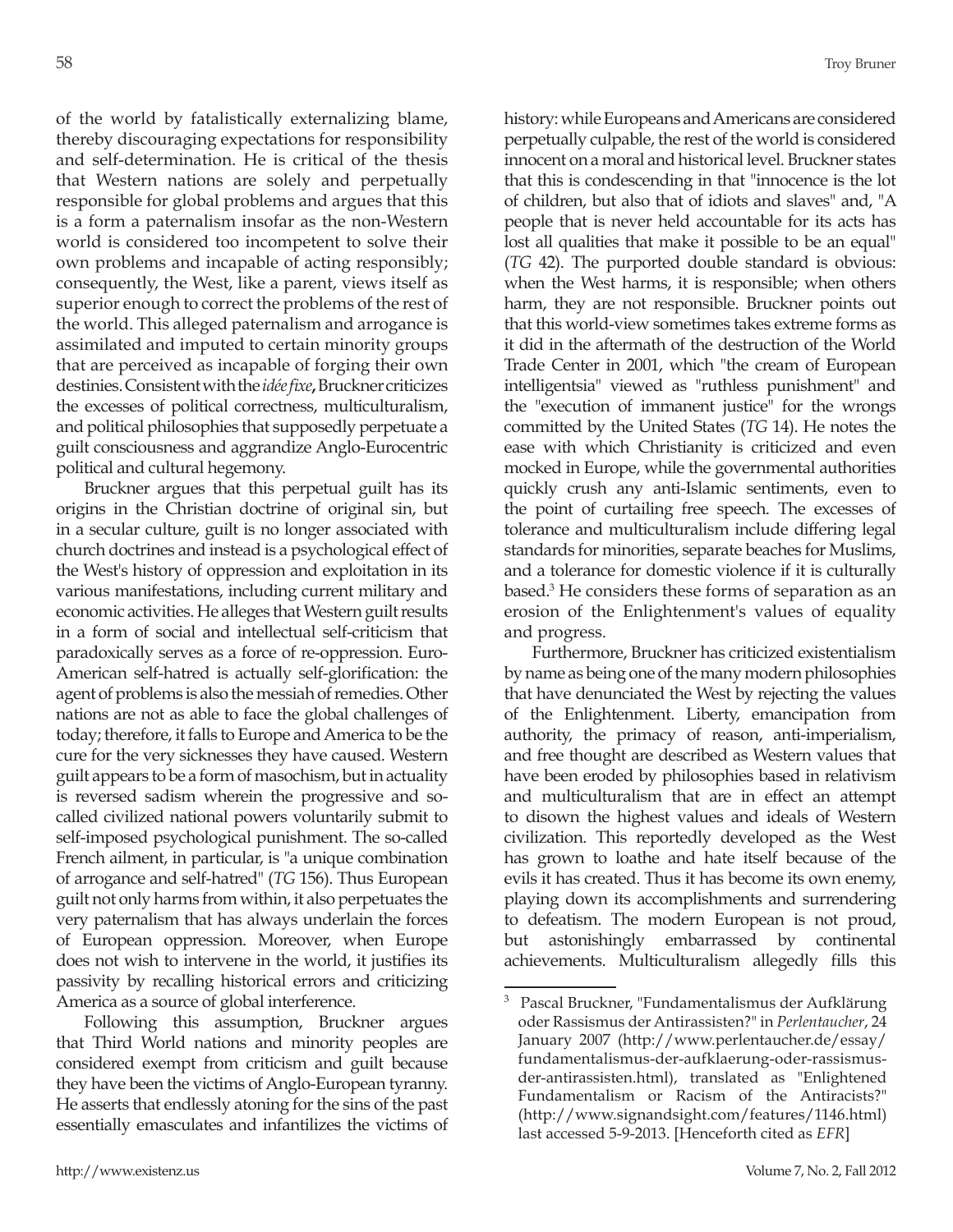of the world by fatalistically externalizing blame, thereby discouraging expectations for responsibility and self-determination. He is critical of the thesis that Western nations are solely and perpetually responsible for global problems and argues that this is a form a paternalism insofar as the non-Western world is considered too incompetent to solve their own problems and incapable of acting responsibly; consequently, the West, like a parent, views itself as superior enough to correct the problems of the rest of the world. This alleged paternalism and arrogance is assimilated and imputed to certain minority groups that are perceived as incapable of forging their own destinies. Consistent with the *idée fixe*, Bruckner criticizes the excesses of political correctness, multiculturalism, and political philosophies that supposedly perpetuate a guilt consciousness and aggrandize Anglo-Eurocentric political and cultural hegemony.

Bruckner argues that this perpetual guilt has its origins in the Christian doctrine of original sin, but in a secular culture, guilt is no longer associated with church doctrines and instead is a psychological effect of the West's history of oppression and exploitation in its various manifestations, including current military and economic activities. He alleges that Western guilt results in a form of social and intellectual self-criticism that paradoxically serves as a force of re-oppression. Euro-American self-hatred is actually self-glorification: the agent of problems is also the messiah of remedies. Other nations are not as able to face the global challenges of today; therefore, it falls to Europe and America to be the cure for the very sicknesses they have caused. Western guilt appears to be a form of masochism, but in actuality is reversed sadism wherein the progressive and so-called civilized national powers voluntarily submit to self-imposed psychological punishment. The so-called French ailment, in particular, is "a unique combination of arrogance and self-hatred" (*TG* 156). Thus European guilt not only harms from within, it also perpetuates the very paternalism that has always underlain the forces of European oppression. Moreover, when Europe does not wish to intervene in the world, it justifies its passivity by recalling historical errors and criticizing America as a source of global interference.

Following this assumption, Bruckner argues that Third World nations and minority peoples are considered exempt from criticism and guilt because they have been the victims of Anglo-European tyranny. He asserts that endlessly atoning for the sins of the past essentially emasculates and infantilizes the victims of history: while Europeans and Americans are considered perpetually culpable, the rest of the world is considered innocent on a moral and historical level. Bruckner states that this is condescending in that "innocence is the lot of children, but also that of idiots and slaves" and, "A people that is never held accountable for its acts has lost all qualities that make it possible to be an equal" (*TG* 42). The purported double standard is obvious: when the West harms, it is responsible; when others harm, they are not responsible. Bruckner points out that this world-view sometimes takes extreme forms as it did in the aftermath of the destruction of the World Trade Center in 2001, which "the cream of European intelligentsia" viewed as "ruthless punishment" and the "execution of immanent justice" for the wrongs committed by the United States (*TG* 14). He notes the ease with which Christianity is criticized and even mocked in Europe, while the governmental authorities quickly crush any anti-Islamic sentiments, even to the point of curtailing free speech. The excesses of tolerance and multiculturalism include differing legal standards for minorities, separate beaches for Muslims, and a tolerance for domestic violence if it is culturally based.[3] He considers these forms of separation as an erosion of the Enlightenment's values of equality and progress.

Furthermore, Bruckner has criticized existentialism by name as being one of the many modern philosophies that have denunciated the West by rejecting the values of the Enlightenment. Liberty, emancipation from authority, the primacy of reason, anti-imperialism, and free thought are described as Western values that have been eroded by philosophies based in relativism and multiculturalism that are in effect an attempt to disown the highest values and ideals of Western civilization. This reportedly developed as the West has grown to loathe and hate itself because of the evils it has created. Thus it has become its own enemy, playing down its accomplishments and surrendering to defeatism. The modern European is not proud, but astonishingly embarrassed by continental achievements. Multiculturalism allegedly fills this

---

[3] Pascal Bruckner, "Fundamentalismus der Aufklärung oder Rassismus der Antirassisten?" in *Perlentaucher*, 24 January 2007 (http://www.perlentaucher.de/essay/fundamentalismus-der-aufklaerung-oder-rassismus-der-antirassisten.html), translated as "Enlightened Fundamentalism or Racism of the Antiracists?" (http://www.signandsight.com/features/1146.html) last accessed 5-9-2013. [Henceforth cited as *EFR*]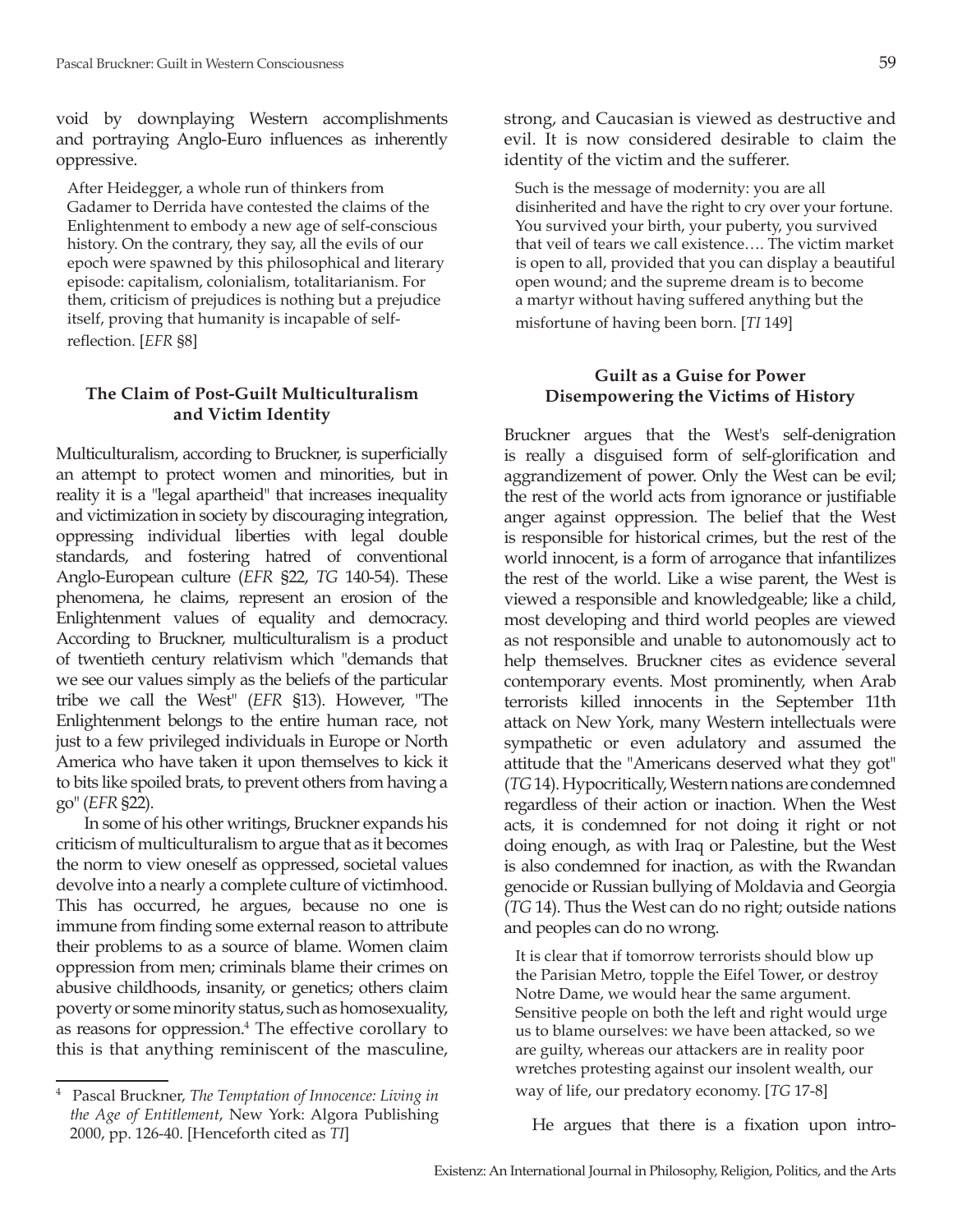void by downplaying Western accomplishments and portraying Anglo-Euro influences as inherently oppressive.

> After Heidegger, a whole run of thinkers from Gadamer to Derrida have contested the claims of the Enlightenment to embody a new age of self-conscious history. On the contrary, they say, all the evils of our epoch were spawned by this philosophical and literary episode: capitalism, colonialism, totalitarianism. For them, criticism of prejudices is nothing but a prejudice itself, proving that humanity is incapable of self-reflection. [*EFR* §8]

### The Claim of Post-Guilt Multiculturalism and Victim Identity

Multiculturalism, according to Bruckner, is superficially an attempt to protect women and minorities, but in reality it is a "legal apartheid" that increases inequality and victimization in society by discouraging integration, oppressing individual liberties with legal double standards, and fostering hatred of conventional Anglo-European culture (*EFR* §22, *TG* 140-54). These phenomena, he claims, represent an erosion of the Enlightenment values of equality and democracy. According to Bruckner, multiculturalism is a product of twentieth century relativism which "demands that we see our values simply as the beliefs of the particular tribe we call the West" (*EFR* §13). However, "The Enlightenment belongs to the entire human race, not just to a few privileged individuals in Europe or North America who have taken it upon themselves to kick it to bits like spoiled brats, to prevent others from having a go" (*EFR* §22).

In some of his other writings, Bruckner expands his criticism of multiculturalism to argue that as it becomes the norm to view oneself as oppressed, societal values devolve into a nearly a complete culture of victimhood. This has occurred, he argues, because no one is immune from finding some external reason to attribute their problems to as a source of blame. Women claim oppression from men; criminals blame their crimes on abusive childhoods, insanity, or genetics; others claim poverty or some minority status, such as homosexuality, as reasons for oppression.[4] The effective corollary to this is that anything reminiscent of the masculine, strong, and Caucasian is viewed as destructive and evil. It is now considered desirable to claim the identity of the victim and the sufferer.

> Such is the message of modernity: you are all disinherited and have the right to cry over your fortune. You survived your birth, your puberty, you survived that veil of tears we call existence…. The victim market is open to all, provided that you can display a beautiful open wound; and the supreme dream is to become a martyr without having suffered anything but the misfortune of having been born. [*TI* 149]

### Guilt as a Guise for Power Disempowering the Victims of History

Bruckner argues that the West's self-denigration is really a disguised form of self-glorification and aggrandizement of power. Only the West can be evil; the rest of the world acts from ignorance or justifiable anger against oppression. The belief that the West is responsible for historical crimes, but the rest of the world innocent, is a form of arrogance that infantilizes the rest of the world. Like a wise parent, the West is viewed a responsible and knowledgeable; like a child, most developing and third world peoples are viewed as not responsible and unable to autonomously act to help themselves. Bruckner cites as evidence several contemporary events. Most prominently, when Arab terrorists killed innocents in the September 11th attack on New York, many Western intellectuals were sympathetic or even adulatory and assumed the attitude that the "Americans deserved what they got" (*TG* 14). Hypocritically, Western nations are condemned regardless of their action or inaction. When the West acts, it is condemned for not doing it right or not doing enough, as with Iraq or Palestine, but the West is also condemned for inaction, as with the Rwandan genocide or Russian bullying of Moldavia and Georgia (*TG* 14). Thus the West can do no right; outside nations and peoples can do no wrong.

> It is clear that if tomorrow terrorists should blow up the Parisian Metro, topple the Eifel Tower, or destroy Notre Dame, we would hear the same argument. Sensitive people on both the left and right would urge us to blame ourselves: we have been attacked, so we are guilty, whereas our attackers are in reality poor wretches protesting against our insolent wealth, our way of life, our predatory economy. [*TG* 17-8]

He argues that there is a fixation upon intro-

---

[4] Pascal Bruckner, *The Temptation of Innocence: Living in the Age of Entitlement*, New York: Algora Publishing 2000, pp. 126-40. [Henceforth cited as *TI*]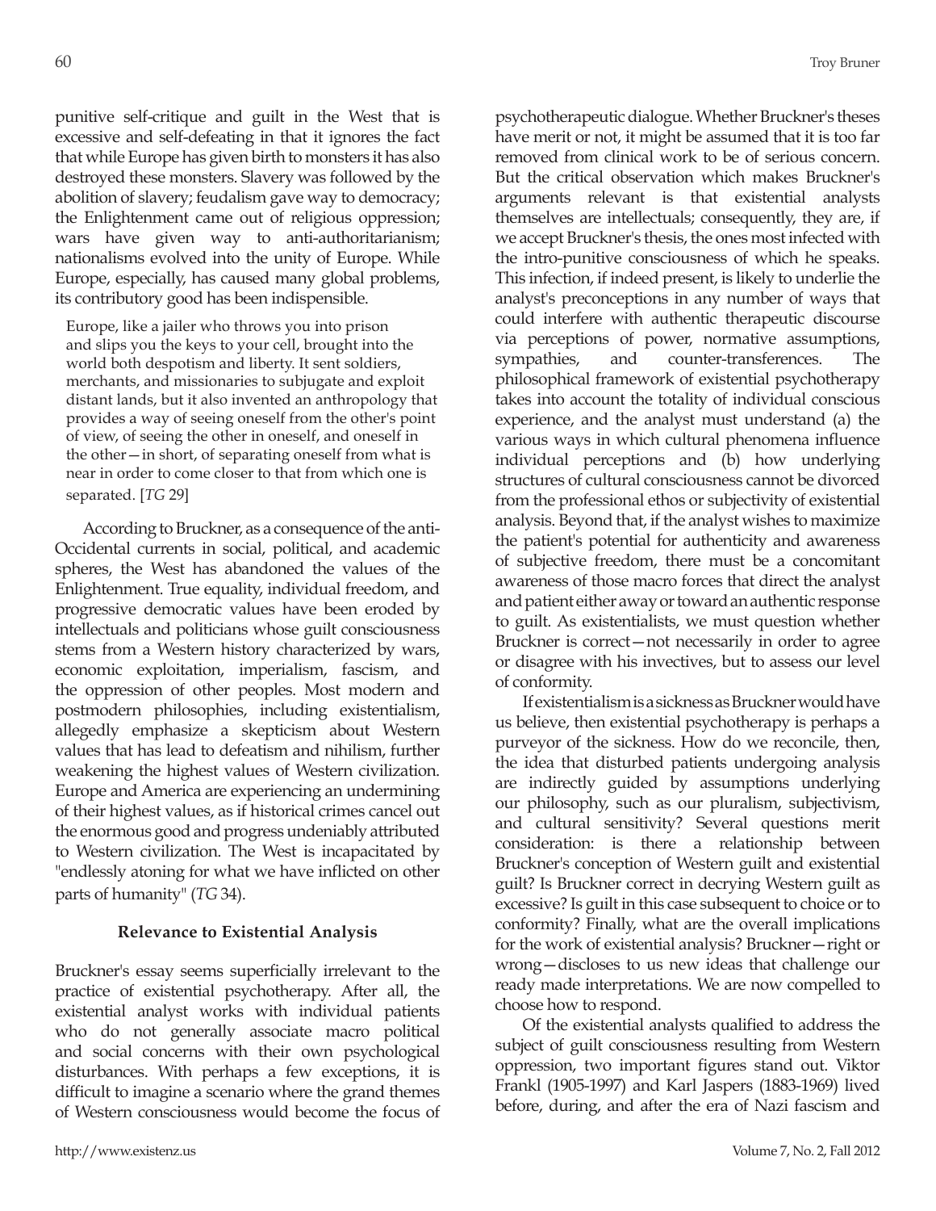punitive self-critique and guilt in the West that is excessive and self-defeating in that it ignores the fact that while Europe has given birth to monsters it has also destroyed these monsters. Slavery was followed by the abolition of slavery; feudalism gave way to democracy; the Enlightenment came out of religious oppression; wars have given way to anti-authoritarianism; nationalisms evolved into the unity of Europe. While Europe, especially, has caused many global problems, its contributory good has been indispensible.

> Europe, like a jailer who throws you into prison and slips you the keys to your cell, brought into the world both despotism and liberty. It sent soldiers, merchants, and missionaries to subjugate and exploit distant lands, but it also invented an anthropology that provides a way of seeing oneself from the other's point of view, of seeing the other in oneself, and oneself in the other—in short, of separating oneself from what is near in order to come closer to that from which one is separated. [*TG* 29]

According to Bruckner, as a consequence of the anti-Occidental currents in social, political, and academic spheres, the West has abandoned the values of the Enlightenment. True equality, individual freedom, and progressive democratic values have been eroded by intellectuals and politicians whose guilt consciousness stems from a Western history characterized by wars, economic exploitation, imperialism, fascism, and the oppression of other peoples. Most modern and postmodern philosophies, including existentialism, allegedly emphasize a skepticism about Western values that has lead to defeatism and nihilism, further weakening the highest values of Western civilization. Europe and America are experiencing an undermining of their highest values, as if historical crimes cancel out the enormous good and progress undeniably attributed to Western civilization. The West is incapacitated by "endlessly atoning for what we have inflicted on other parts of humanity" (*TG* 34).

### Relevance to Existential Analysis

Bruckner's essay seems superficially irrelevant to the practice of existential psychotherapy. After all, the existential analyst works with individual patients who do not generally associate macro political and social concerns with their own psychological disturbances. With perhaps a few exceptions, it is difficult to imagine a scenario where the grand themes of Western consciousness would become the focus of psychotherapeutic dialogue. Whether Bruckner's theses have merit or not, it might be assumed that it is too far removed from clinical work to be of serious concern. But the critical observation which makes Bruckner's arguments relevant is that existential analysts themselves are intellectuals; consequently, they are, if we accept Bruckner's thesis, the ones most infected with the intro-punitive consciousness of which he speaks. This infection, if indeed present, is likely to underlie the analyst's preconceptions in any number of ways that could interfere with authentic therapeutic discourse via perceptions of power, normative assumptions, sympathies, and counter-transferences. The philosophical framework of existential psychotherapy takes into account the totality of individual conscious experience, and the analyst must understand (a) the various ways in which cultural phenomena influence individual perceptions and (b) how underlying structures of cultural consciousness cannot be divorced from the professional ethos or subjectivity of existential analysis. Beyond that, if the analyst wishes to maximize the patient's potential for authenticity and awareness of subjective freedom, there must be a concomitant awareness of those macro forces that direct the analyst and patient either away or toward an authentic response to guilt. As existentialists, we must question whether Bruckner is correct—not necessarily in order to agree or disagree with his invectives, but to assess our level of conformity.

If existentialism is a sickness as Bruckner would have us believe, then existential psychotherapy is perhaps a purveyor of the sickness. How do we reconcile, then, the idea that disturbed patients undergoing analysis are indirectly guided by assumptions underlying our philosophy, such as our pluralism, subjectivism, and cultural sensitivity? Several questions merit consideration: is there a relationship between Bruckner's conception of Western guilt and existential guilt? Is Bruckner correct in decrying Western guilt as excessive? Is guilt in this case subsequent to choice or to conformity? Finally, what are the overall implications for the work of existential analysis? Bruckner—right or wrong—discloses to us new ideas that challenge our ready made interpretations. We are now compelled to choose how to respond.

Of the existential analysts qualified to address the subject of guilt consciousness resulting from Western oppression, two important figures stand out. Viktor Frankl (1905-1997) and Karl Jaspers (1883-1969) lived before, during, and after the era of Nazi fascism and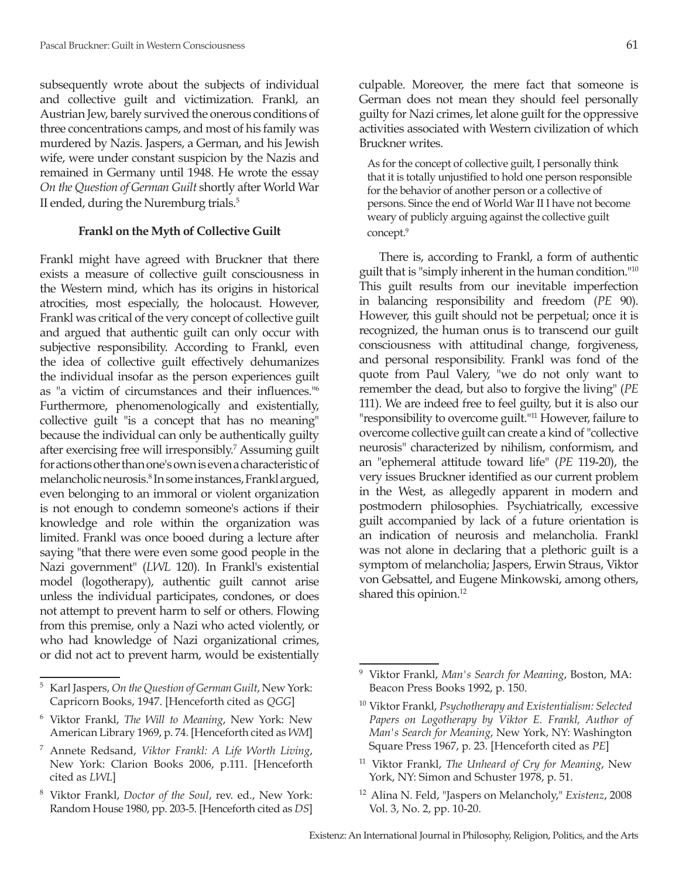subsequently wrote about the subjects of individual and collective guilt and victimization. Frankl, an Austrian Jew, barely survived the onerous conditions of three concentrations camps, and most of his family was murdered by Nazis. Jaspers, a German, and his Jewish wife, were under constant suspicion by the Nazis and remained in Germany until 1948. He wrote the essay *On the Question of German Guilt* shortly after World War II ended, during the Nuremburg trials.[5]

### Frankl on the Myth of Collective Guilt

Frankl might have agreed with Bruckner that there exists a measure of collective guilt consciousness in the Western mind, which has its origins in historical atrocities, most especially, the holocaust. However, Frankl was critical of the very concept of collective guilt and argued that authentic guilt can only occur with subjective responsibility. According to Frankl, even the idea of collective guilt effectively dehumanizes the individual insofar as the person experiences guilt as "a victim of circumstances and their influences."[6] Furthermore, phenomenologically and existentially, collective guilt "is a concept that has no meaning" because the individual can only be authentically guilty after exercising free will irresponsibly.[7] Assuming guilt for actions other than one's own is even a characteristic of melancholic neurosis.[8] In some instances, Frankl argued, even belonging to an immoral or violent organization is not enough to condemn someone's actions if their knowledge and role within the organization was limited. Frankl was once booed during a lecture after saying "that there were even some good people in the Nazi government" (*LWL* 120). In Frankl's existential model (logotherapy), authentic guilt cannot arise unless the individual participates, condones, or does not attempt to prevent harm to self or others. Flowing from this premise, only a Nazi who acted violently, or who had knowledge of Nazi organizational crimes, or did not act to prevent harm, would be existentially culpable. Moreover, the mere fact that someone is German does not mean they should feel personally guilty for Nazi crimes, let alone guilt for the oppressive activities associated with Western civilization of which Bruckner writes.

> As for the concept of collective guilt, I personally think that it is totally unjustified to hold one person responsible for the behavior of another person or a collective of persons. Since the end of World War II I have not become weary of publicly arguing against the collective guilt concept.[9]

There is, according to Frankl, a form of authentic guilt that is "simply inherent in the human condition."[10] This guilt results from our inevitable imperfection in balancing responsibility and freedom (*PE* 90). However, this guilt should not be perpetual; once it is recognized, the human onus is to transcend our guilt consciousness with attitudinal change, forgiveness, and personal responsibility. Frankl was fond of the quote from Paul Valery, "we do not only want to remember the dead, but also to forgive the living" (*PE* 111). We are indeed free to feel guilty, but it is also our "responsibility to overcome guilt."[11] However, failure to overcome collective guilt can create a kind of "collective neurosis" characterized by nihilism, conformism, and an "ephemeral attitude toward life" (*PE* 119-20), the very issues Bruckner identified as our current problem in the West, as allegedly apparent in modern and postmodern philosophies. Psychiatrically, excessive guilt accompanied by lack of a future orientation is an indication of neurosis and melancholia. Frankl was not alone in declaring that a plethoric guilt is a symptom of melancholia; Jaspers, Erwin Straus, Viktor von Gebsattel, and Eugene Minkowski, among others, shared this opinion.[12]

---

[5] Karl Jaspers, *On the Question of German Guilt*, New York: Capricorn Books, 1947. [Henceforth cited as *QGG*]

[6] Viktor Frankl, *The Will to Meaning*, New York: New American Library 1969, p. 74. [Henceforth cited as *WM*]

[7] Annete Redsand, *Viktor Frankl: A Life Worth Living*, New York: Clarion Books 2006, p.111. [Henceforth cited as *LWL*]

[8] Viktor Frankl, *Doctor of the Soul*, rev. ed., New York: Random House 1980, pp. 203-5. [Henceforth cited as *DS*]

[9] Viktor Frankl, *Man's Search for Meaning*, Boston, MA: Beacon Press Books 1992, p. 150.

[10] Viktor Frankl, *Psychotherapy and Existentialism: Selected Papers on Logotherapy by Viktor E. Frankl, Author of Man's Search for Meaning*, New York, NY: Washington Square Press 1967, p. 23. [Henceforth cited as *PE*]

[11] Viktor Frankl, *The Unheard of Cry for Meaning*, New York, NY: Simon and Schuster 1978, p. 51.

[12] Alina N. Feld, "Jaspers on Melancholy," *Existenz*, 2008 Vol. 3, No. 2, pp. 10-20.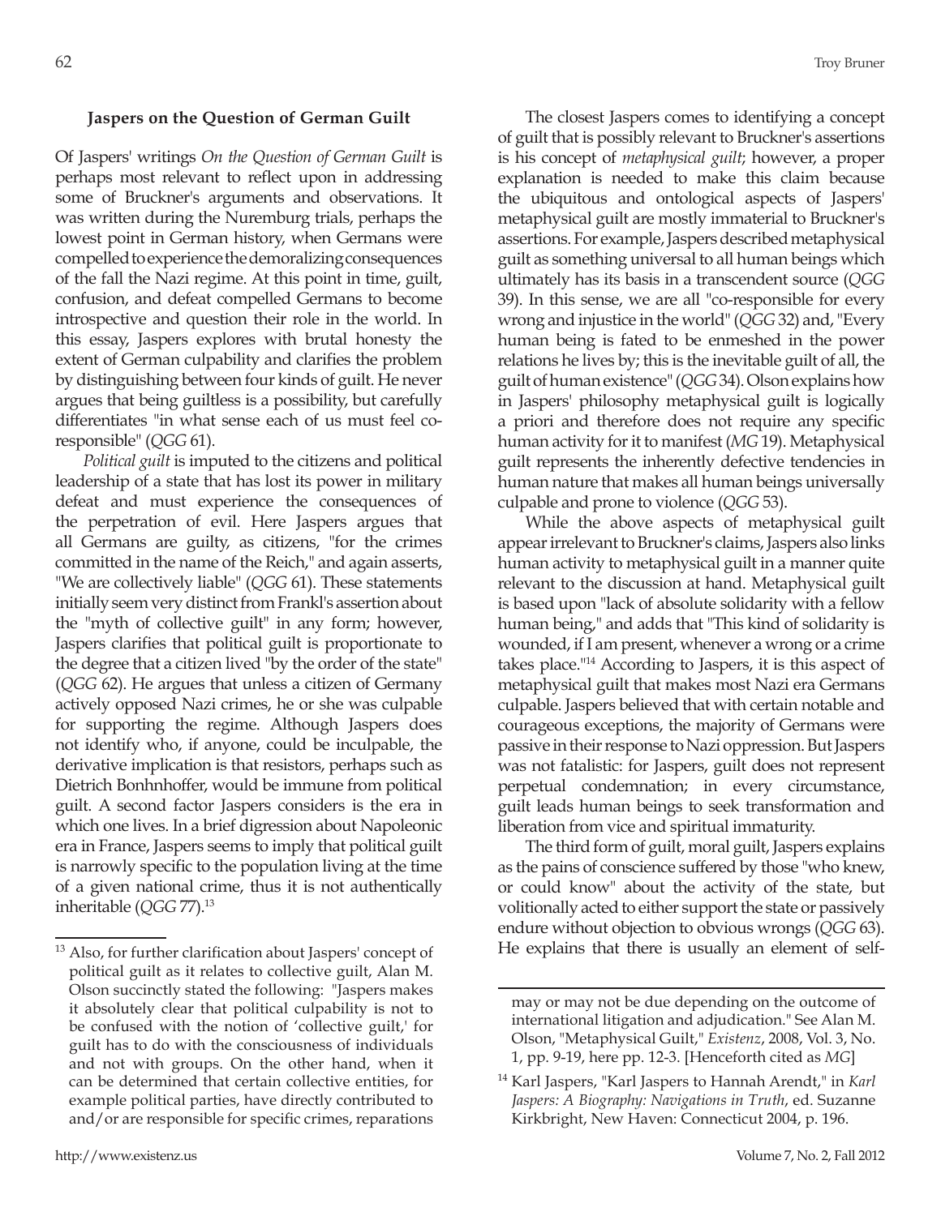### Jaspers on the Question of German Guilt

Of Jaspers' writings *On the Question of German Guilt* is perhaps most relevant to reflect upon in addressing some of Bruckner's arguments and observations. It was written during the Nuremburg trials, perhaps the lowest point in German history, when Germans were compelled to experience the demoralizing consequences of the fall the Nazi regime. At this point in time, guilt, confusion, and defeat compelled Germans to become introspective and question their role in the world. In this essay, Jaspers explores with brutal honesty the extent of German culpability and clarifies the problem by distinguishing between four kinds of guilt. He never argues that being guiltless is a possibility, but carefully differentiates "in what sense each of us must feel co-responsible" (*QGG* 61).

*Political guilt* is imputed to the citizens and political leadership of a state that has lost its power in military defeat and must experience the consequences of the perpetration of evil. Here Jaspers argues that all Germans are guilty, as citizens, "for the crimes committed in the name of the Reich," and again asserts, "We are collectively liable" (*QGG* 61). These statements initially seem very distinct from Frankl's assertion about the "myth of collective guilt" in any form; however, Jaspers clarifies that political guilt is proportionate to the degree that a citizen lived "by the order of the state" (*QGG* 62). He argues that unless a citizen of Germany actively opposed Nazi crimes, he or she was culpable for supporting the regime. Although Jaspers does not identify who, if anyone, could be inculpable, the derivative implication is that resistors, perhaps such as Dietrich Bonhnhoffer, would be immune from political guilt. A second factor Jaspers considers is the era in which one lives. In a brief digression about Napoleonic era in France, Jaspers seems to imply that political guilt is narrowly specific to the population living at the time of a given national crime, thus it is not authentically inheritable (*QGG* 77).[13]

The closest Jaspers comes to identifying a concept of guilt that is possibly relevant to Bruckner's assertions is his concept of *metaphysical guilt*; however, a proper explanation is needed to make this claim because the ubiquitous and ontological aspects of Jaspers' metaphysical guilt are mostly immaterial to Bruckner's assertions. For example, Jaspers described metaphysical guilt as something universal to all human beings which ultimately has its basis in a transcendent source (*QGG* 39). In this sense, we are all "co-responsible for every wrong and injustice in the world" (*QGG* 32) and, "Every human being is fated to be enmeshed in the power relations he lives by; this is the inevitable guilt of all, the guilt of human existence" (*QGG* 34). Olson explains how in Jaspers' philosophy metaphysical guilt is logically a priori and therefore does not require any specific human activity for it to manifest (*MG* 19). Metaphysical guilt represents the inherently defective tendencies in human nature that makes all human beings universally culpable and prone to violence (*QGG* 53).

While the above aspects of metaphysical guilt appear irrelevant to Bruckner's claims, Jaspers also links human activity to metaphysical guilt in a manner quite relevant to the discussion at hand. Metaphysical guilt is based upon "lack of absolute solidarity with a fellow human being," and adds that "This kind of solidarity is wounded, if I am present, whenever a wrong or a crime takes place."[14] According to Jaspers, it is this aspect of metaphysical guilt that makes most Nazi era Germans culpable. Jaspers believed that with certain notable and courageous exceptions, the majority of Germans were passive in their response to Nazi oppression. But Jaspers was not fatalistic: for Jaspers, guilt does not represent perpetual condemnation; in every circumstance, guilt leads human beings to seek transformation and liberation from vice and spiritual immaturity.

The third form of guilt, moral guilt, Jaspers explains as the pains of conscience suffered by those "who knew, or could know" about the activity of the state, but volitionally acted to either support the state or passively endure without objection to obvious wrongs (*QGG* 63). He explains that there is usually an element of self-

---

[13] Also, for further clarification about Jaspers' concept of political guilt as it relates to collective guilt, Alan M. Olson succinctly stated the following: "Jaspers makes it absolutely clear that political culpability is not to be confused with the notion of 'collective guilt,' for guilt has to do with the consciousness of individuals and not with groups. On the other hand, when it can be determined that certain collective entities, for example political parties, have directly contributed to and/or are responsible for specific crimes, reparations may or may not be due depending on the outcome of international litigation and adjudication." See Alan M. Olson, "Metaphysical Guilt," *Existenz*, 2008, Vol. 3, No. 1, pp. 9-19, here pp. 12-3. [Henceforth cited as *MG*]

[14] Karl Jaspers, "Karl Jaspers to Hannah Arendt," in *Karl Jaspers: A Biography: Navigations in Truth*, ed. Suzanne Kirkbright, New Haven: Connecticut 2004, p. 196.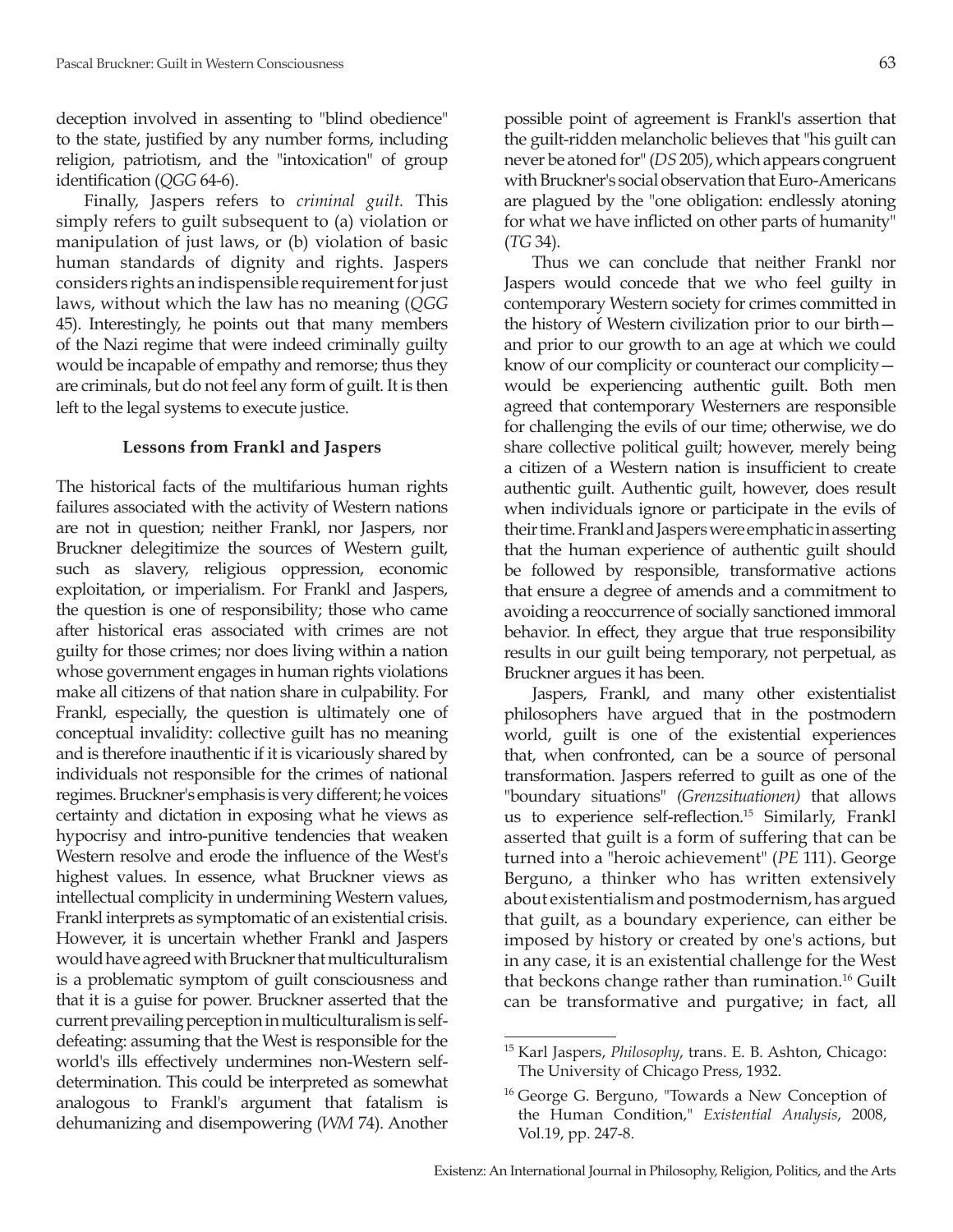deception involved in assenting to "blind obedience" to the state, justified by any number forms, including religion, patriotism, and the "intoxication" of group identification (*QGG* 64-6).

Finally, Jaspers refers to *criminal guilt.* This simply refers to guilt subsequent to (a) violation or manipulation of just laws, or (b) violation of basic human standards of dignity and rights. Jaspers considers rights an indispensible requirement for just laws, without which the law has no meaning (*QGG* 45). Interestingly, he points out that many members of the Nazi regime that were indeed criminally guilty would be incapable of empathy and remorse; thus they are criminals, but do not feel any form of guilt. It is then left to the legal systems to execute justice.

### Lessons from Frankl and Jaspers

The historical facts of the multifarious human rights failures associated with the activity of Western nations are not in question; neither Frankl, nor Jaspers, nor Bruckner delegitimize the sources of Western guilt, such as slavery, religious oppression, economic exploitation, or imperialism. For Frankl and Jaspers, the question is one of responsibility; those who came after historical eras associated with crimes are not guilty for those crimes; nor does living within a nation whose government engages in human rights violations make all citizens of that nation share in culpability. For Frankl, especially, the question is ultimately one of conceptual invalidity: collective guilt has no meaning and is therefore inauthentic if it is vicariously shared by individuals not responsible for the crimes of national regimes. Bruckner's emphasis is very different; he voices certainty and dictation in exposing what he views as hypocrisy and intro-punitive tendencies that weaken Western resolve and erode the influence of the West's highest values. In essence, what Bruckner views as intellectual complicity in undermining Western values, Frankl interprets as symptomatic of an existential crisis. However, it is uncertain whether Frankl and Jaspers would have agreed with Bruckner that multiculturalism is a problematic symptom of guilt consciousness and that it is a guise for power. Bruckner asserted that the current prevailing perception in multiculturalism is self-defeating: assuming that the West is responsible for the world's ills effectively undermines non-Western self-determination. This could be interpreted as somewhat analogous to Frankl's argument that fatalism is dehumanizing and disempowering (*WM* 74). Another possible point of agreement is Frankl's assertion that the guilt-ridden melancholic believes that "his guilt can never be atoned for" (*DS* 205), which appears congruent with Bruckner's social observation that Euro-Americans are plagued by the "one obligation: endlessly atoning for what we have inflicted on other parts of humanity" (*TG* 34).

Thus we can conclude that neither Frankl nor Jaspers would concede that we who feel guilty in contemporary Western society for crimes committed in the history of Western civilization prior to our birth—and prior to our growth to an age at which we could know of our complicity or counteract our complicity—would be experiencing authentic guilt. Both men agreed that contemporary Westerners are responsible for challenging the evils of our time; otherwise, we do share collective political guilt; however, merely being a citizen of a Western nation is insufficient to create authentic guilt. Authentic guilt, however, does result when individuals ignore or participate in the evils of their time. Frankl and Jaspers were emphatic in asserting that the human experience of authentic guilt should be followed by responsible, transformative actions that ensure a degree of amends and a commitment to avoiding a reoccurrence of socially sanctioned immoral behavior. In effect, they argue that true responsibility results in our guilt being temporary, not perpetual, as Bruckner argues it has been.

Jaspers, Frankl, and many other existentialist philosophers have argued that in the postmodern world, guilt is one of the existential experiences that, when confronted, can be a source of personal transformation. Jaspers referred to guilt as one of the "boundary situations" *(Grenzsituationen)* that allows us to experience self-reflection.[15] Similarly, Frankl asserted that guilt is a form of suffering that can be turned into a "heroic achievement" (*PE* 111). George Berguno, a thinker who has written extensively about existentialism and postmodernism, has argued that guilt, as a boundary experience, can either be imposed by history or created by one's actions, but in any case, it is an existential challenge for the West that beckons change rather than rumination.[16] Guilt can be transformative and purgative; in fact, all

---

[15] Karl Jaspers, *Philosophy*, trans. E. B. Ashton, Chicago: The University of Chicago Press, 1932.

[16] George G. Berguno, "Towards a New Conception of the Human Condition," *Existential Analysis*, 2008, Vol.19, pp. 247-8.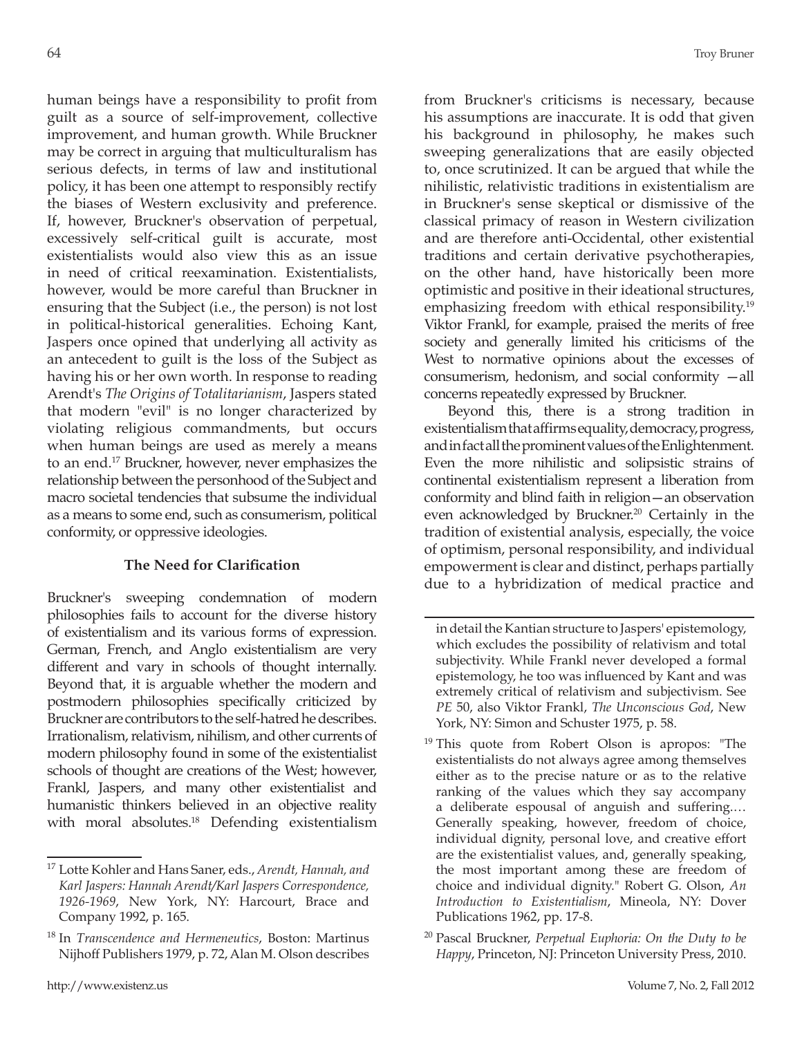human beings have a responsibility to profit from guilt as a source of self-improvement, collective improvement, and human growth. While Bruckner may be correct in arguing that multiculturalism has serious defects, in terms of law and institutional policy, it has been one attempt to responsibly rectify the biases of Western exclusivity and preference. If, however, Bruckner's observation of perpetual, excessively self-critical guilt is accurate, most existentialists would also view this as an issue in need of critical reexamination. Existentialists, however, would be more careful than Bruckner in ensuring that the Subject (i.e., the person) is not lost in political-historical generalities. Echoing Kant, Jaspers once opined that underlying all activity as an antecedent to guilt is the loss of the Subject as having his or her own worth. In response to reading Arendt's *The Origins of Totalitarianism*, Jaspers stated that modern "evil" is no longer characterized by violating religious commandments, but occurs when human beings are used as merely a means to an end.[17] Bruckner, however, never emphasizes the relationship between the personhood of the Subject and macro societal tendencies that subsume the individual as a means to some end, such as consumerism, political conformity, or oppressive ideologies.

## The Need for Clarification

Bruckner's sweeping condemnation of modern philosophies fails to account for the diverse history of existentialism and its various forms of expression. German, French, and Anglo existentialism are very different and vary in schools of thought internally. Beyond that, it is arguable whether the modern and postmodern philosophies specifically criticized by Bruckner are contributors to the self-hatred he describes. Irrationalism, relativism, nihilism, and other currents of modern philosophy found in some of the existentialist schools of thought are creations of the West; however, Frankl, Jaspers, and many other existentialist and humanistic thinkers believed in an objective reality with moral absolutes.[18] Defending existentialism from Bruckner's criticisms is necessary, because his assumptions are inaccurate. It is odd that given his background in philosophy, he makes such sweeping generalizations that are easily objected to, once scrutinized. It can be argued that while the nihilistic, relativistic traditions in existentialism are in Bruckner's sense skeptical or dismissive of the classical primacy of reason in Western civilization and are therefore anti-Occidental, other existential traditions and certain derivative psychotherapies, on the other hand, have historically been more optimistic and positive in their ideational structures, emphasizing freedom with ethical responsibility.[19] Viktor Frankl, for example, praised the merits of free society and generally limited his criticisms of the West to normative opinions about the excesses of consumerism, hedonism, and social conformity —all concerns repeatedly expressed by Bruckner.

Beyond this, there is a strong tradition in existentialism that affirms equality, democracy, progress, and in fact all the prominent values of the Enlightenment. Even the more nihilistic and solipsistic strains of continental existentialism represent a liberation from conformity and blind faith in religion—an observation even acknowledged by Bruckner.[20] Certainly in the tradition of existential analysis, especially, the voice of optimism, personal responsibility, and individual empowerment is clear and distinct, perhaps partially due to a hybridization of medical practice and

---

[17] Lotte Kohler and Hans Saner, eds., *Arendt, Hannah, and Karl Jaspers: Hannah Arendt/Karl Jaspers Correspondence, 1926-1969*, New York, NY: Harcourt, Brace and Company 1992, p. 165.

[18] In *Transcendence and Hermeneutics*, Boston: Martinus Nijhoff Publishers 1979, p. 72, Alan M. Olson describes in detail the Kantian structure to Jaspers' epistemology, which excludes the possibility of relativism and total subjectivity. While Frankl never developed a formal epistemology, he too was influenced by Kant and was extremely critical of relativism and subjectivism. See *PE* 50, also Viktor Frankl, *The Unconscious God*, New York, NY: Simon and Schuster 1975, p. 58.

[19] This quote from Robert Olson is apropos: "The existentialists do not always agree among themselves either as to the precise nature or as to the relative ranking of the values which they say accompany a deliberate espousal of anguish and suffering.… Generally speaking, however, freedom of choice, individual dignity, personal love, and creative effort are the existentialist values, and, generally speaking, the most important among these are freedom of choice and individual dignity." Robert G. Olson, *An Introduction to Existentialism*, Mineola, NY: Dover Publications 1962, pp. 17-8.

[20] Pascal Bruckner, *Perpetual Euphoria: On the Duty to be Happy*, Princeton, NJ: Princeton University Press, 2010.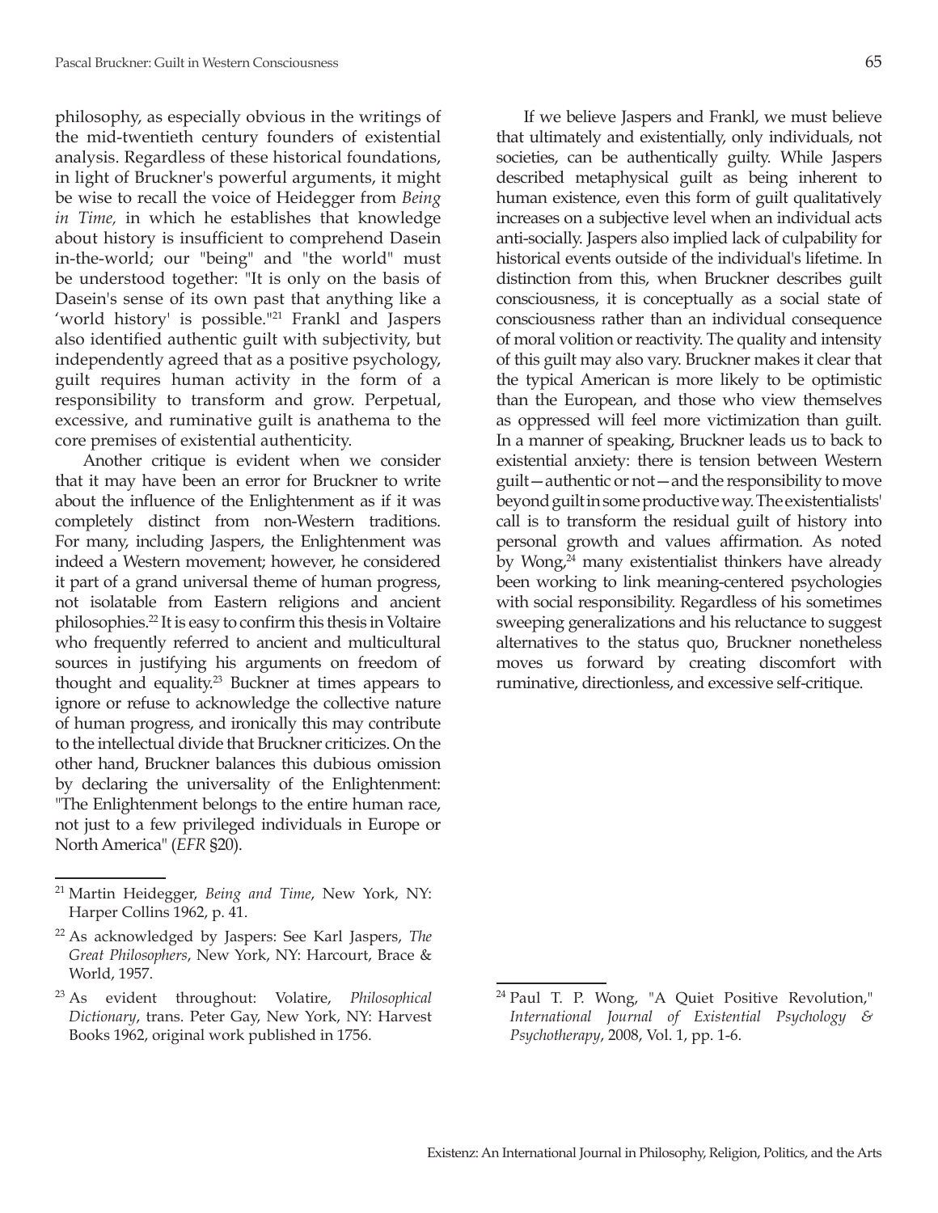philosophy, as especially obvious in the writings of the mid-twentieth century founders of existential analysis. Regardless of these historical foundations, in light of Bruckner's powerful arguments, it might be wise to recall the voice of Heidegger from *Being in Time,* in which he establishes that knowledge about history is insufficient to comprehend Dasein in-the-world; our "being" and "the world" must be understood together: "It is only on the basis of Dasein's sense of its own past that anything like a 'world history' is possible."[21] Frankl and Jaspers also identified authentic guilt with subjectivity, but independently agreed that as a positive psychology, guilt requires human activity in the form of a responsibility to transform and grow. Perpetual, excessive, and ruminative guilt is anathema to the core premises of existential authenticity.

Another critique is evident when we consider that it may have been an error for Bruckner to write about the influence of the Enlightenment as if it was completely distinct from non-Western traditions. For many, including Jaspers, the Enlightenment was indeed a Western movement; however, he considered it part of a grand universal theme of human progress, not isolatable from Eastern religions and ancient philosophies.[22] It is easy to confirm this thesis in Voltaire who frequently referred to ancient and multicultural sources in justifying his arguments on freedom of thought and equality.[23] Buckner at times appears to ignore or refuse to acknowledge the collective nature of human progress, and ironically this may contribute to the intellectual divide that Bruckner criticizes. On the other hand, Bruckner balances this dubious omission by declaring the universality of the Enlightenment: "The Enlightenment belongs to the entire human race, not just to a few privileged individuals in Europe or North America" (*EFR* §20).

If we believe Jaspers and Frankl, we must believe that ultimately and existentially, only individuals, not societies, can be authentically guilty. While Jaspers described metaphysical guilt as being inherent to human existence, even this form of guilt qualitatively increases on a subjective level when an individual acts anti-socially. Jaspers also implied lack of culpability for historical events outside of the individual's lifetime. In distinction from this, when Bruckner describes guilt consciousness, it is conceptually as a social state of consciousness rather than an individual consequence of moral volition or reactivity. The quality and intensity of this guilt may also vary. Bruckner makes it clear that the typical American is more likely to be optimistic than the European, and those who view themselves as oppressed will feel more victimization than guilt. In a manner of speaking, Bruckner leads us to back to existential anxiety: there is tension between Western guilt—authentic or not—and the responsibility to move beyond guilt in some productive way. The existentialists' call is to transform the residual guilt of history into personal growth and values affirmation. As noted by Wong,[24] many existentialist thinkers have already been working to link meaning-centered psychologies with social responsibility. Regardless of his sometimes sweeping generalizations and his reluctance to suggest alternatives to the status quo, Bruckner nonetheless moves us forward by creating discomfort with ruminative, directionless, and excessive self-critique.

---

[21] Martin Heidegger, *Being and Time*, New York, NY: Harper Collins 1962, p. 41.

[22] As acknowledged by Jaspers: See Karl Jaspers, *The Great Philosophers*, New York, NY: Harcourt, Brace & World, 1957.

[23] As evident throughout: Volatire, *Philosophical Dictionary*, trans. Peter Gay, New York, NY: Harvest Books 1962, original work published in 1756.

[24] Paul T. P. Wong, "A Quiet Positive Revolution," *International Journal of Existential Psychology & Psychotherapy*, 2008, Vol. 1, pp. 1-6.